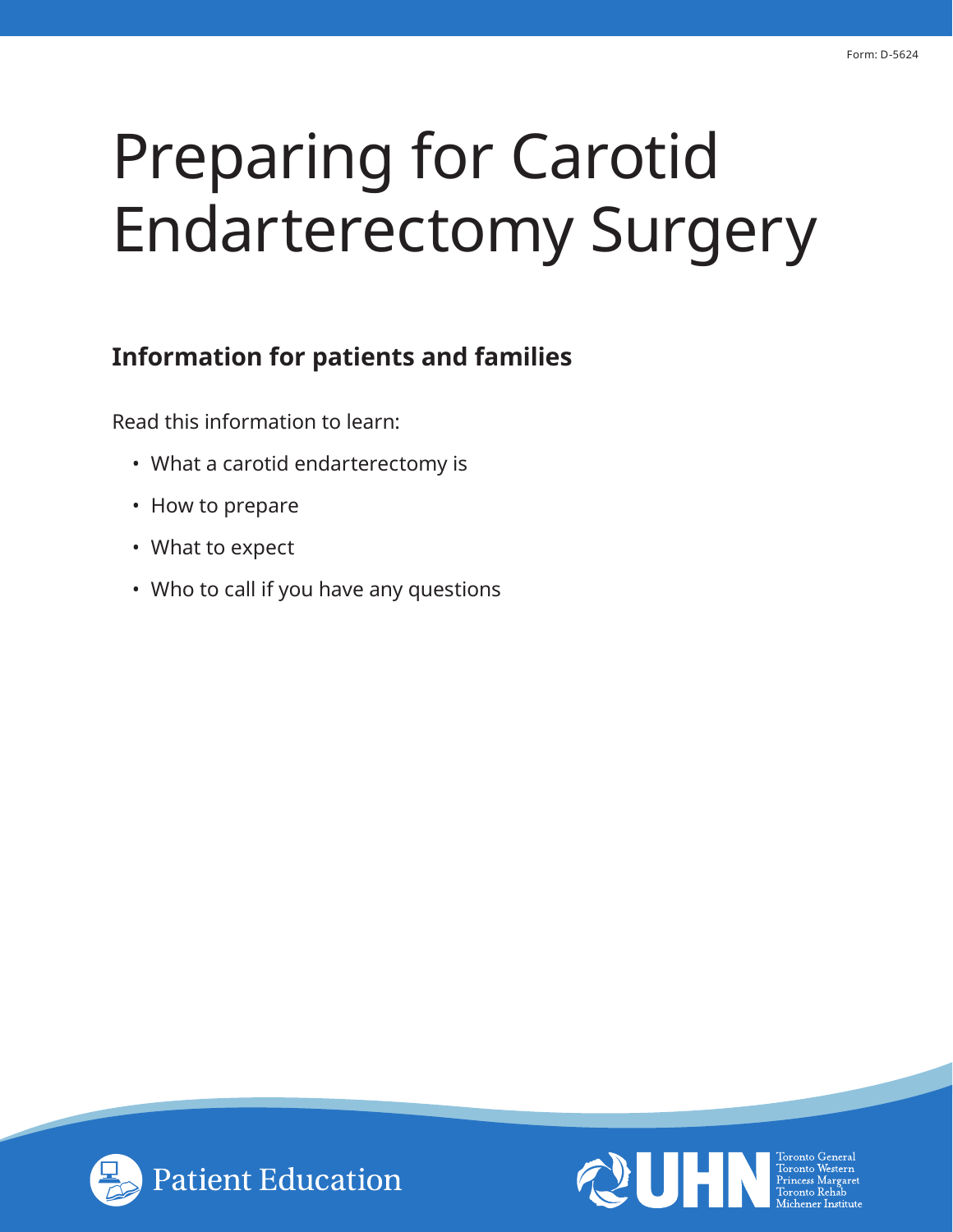Form: D-5624

# Preparing for Carotid Endarterectomy Surgery

## Information for patients and families

Read this information to learn:

- What a carotid endarterectomy is
- How to prepare
- What to expect
- Who to call if you have any questions

Patient Education

UHN Toronto General Toronto Western Princess Margaret Toronto Rehab Michener Institute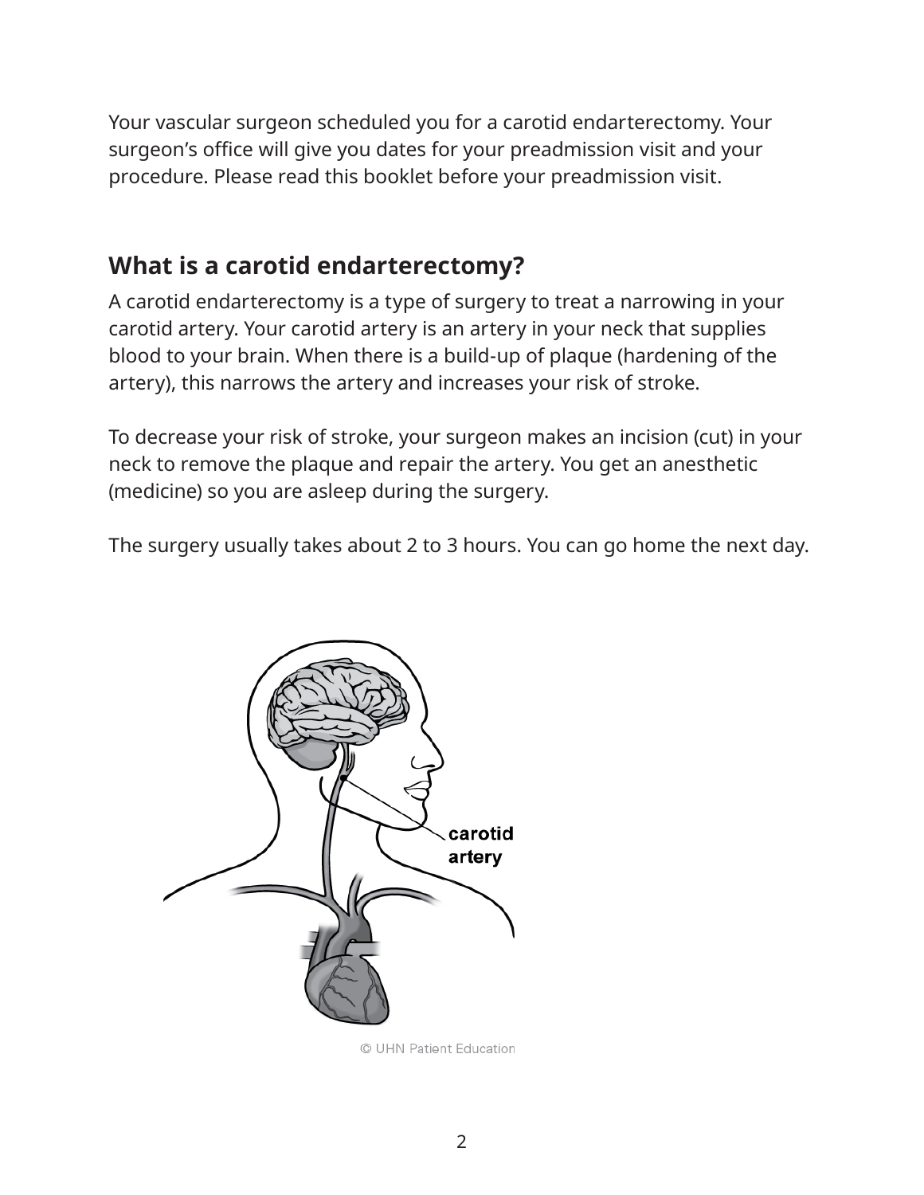Your vascular surgeon scheduled you for a carotid endarterectomy. Your surgeon's office will give you dates for your preadmission visit and your procedure. Please read this booklet before your preadmission visit.

## What is a carotid endarterectomy?

A carotid endarterectomy is a type of surgery to treat a narrowing in your carotid artery. Your carotid artery is an artery in your neck that supplies blood to your brain. When there is a build-up of plaque (hardening of the artery), this narrows the artery and increases your risk of stroke.

To decrease your risk of stroke, your surgeon makes an incision (cut) in your neck to remove the plaque and repair the artery. You get an anesthetic (medicine) so you are asleep during the surgery.

The surgery usually takes about 2 to 3 hours. You can go home the next day.

carotid artery

© UHN Patient Education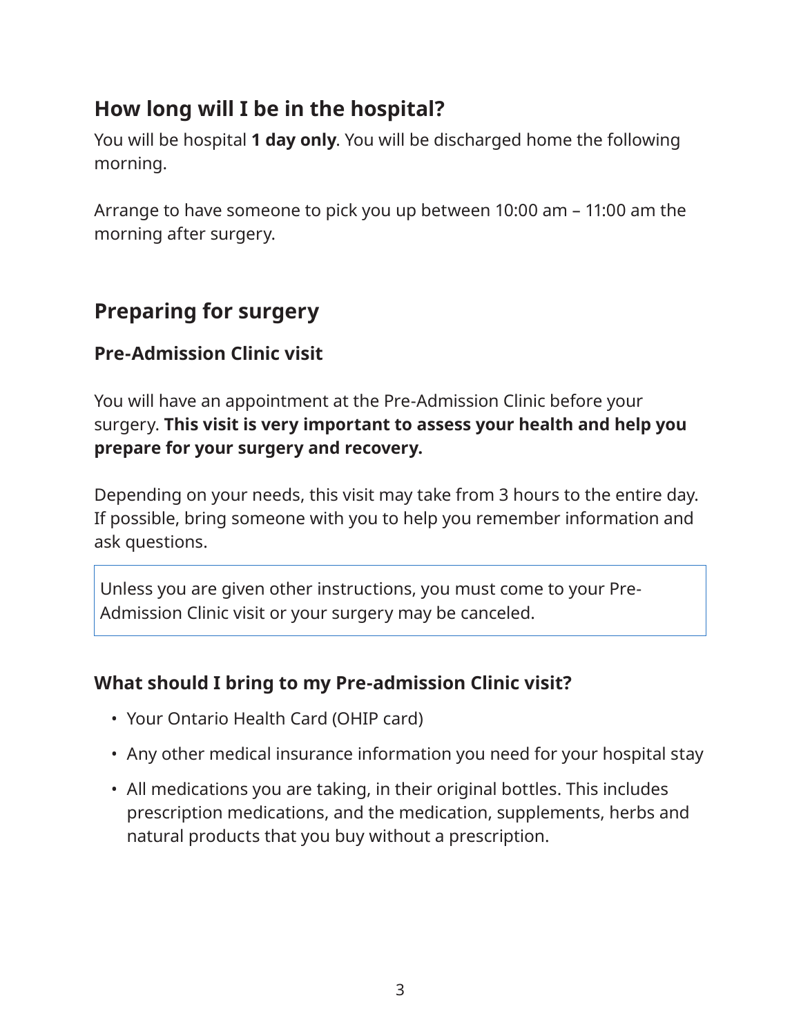## How long will I be in the hospital?

You will be hospital **1 day only**. You will be discharged home the following morning.

Arrange to have someone to pick you up between 10:00 am – 11:00 am the morning after surgery.

## Preparing for surgery

### Pre-Admission Clinic visit

You will have an appointment at the Pre-Admission Clinic before your surgery. **This visit is very important to assess your health and help you prepare for your surgery and recovery.**

Depending on your needs, this visit may take from 3 hours to the entire day. If possible, bring someone with you to help you remember information and ask questions.

> Unless you are given other instructions, you must come to your Pre-Admission Clinic visit or your surgery may be canceled.

### What should I bring to my Pre-admission Clinic visit?

- Your Ontario Health Card (OHIP card)
- Any other medical insurance information you need for your hospital stay
- All medications you are taking, in their original bottles. This includes prescription medications, and the medication, supplements, herbs and natural products that you buy without a prescription.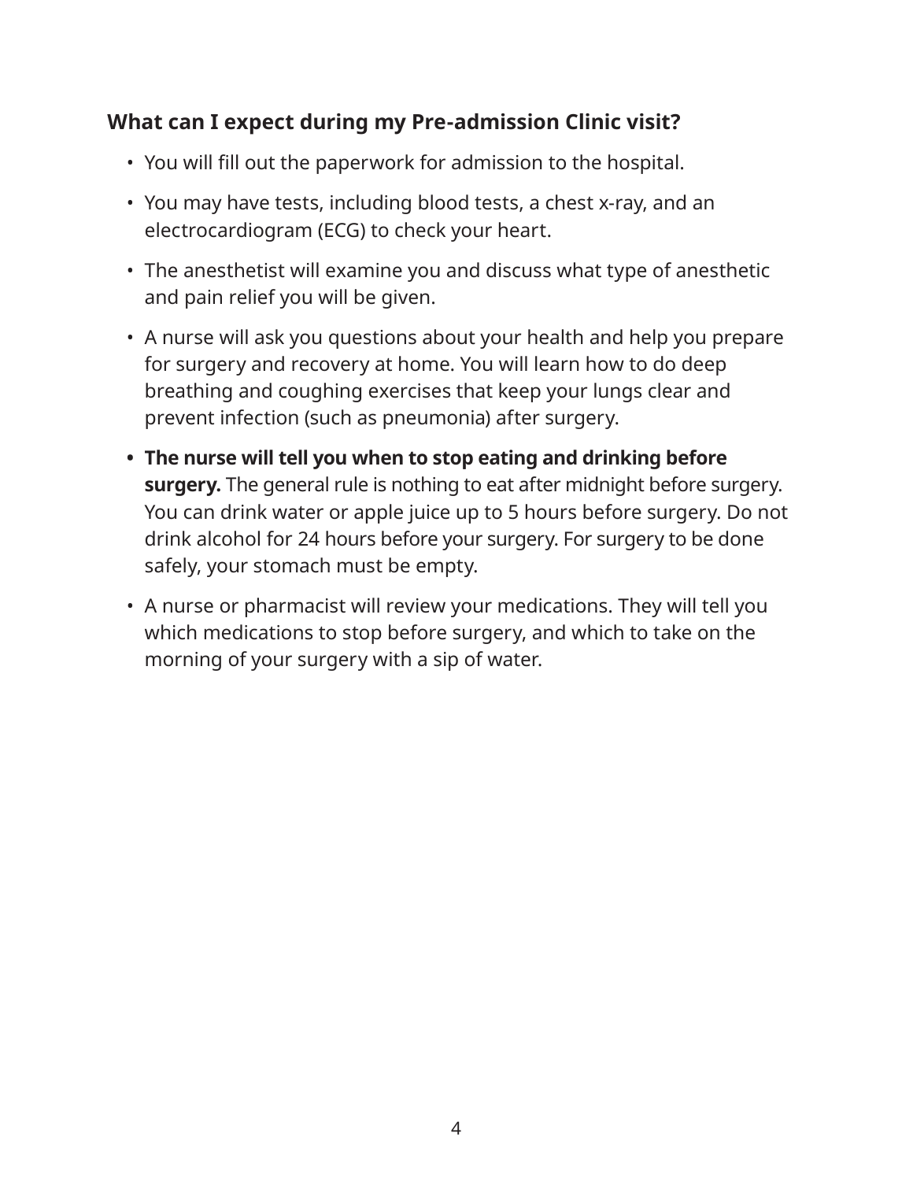### What can I expect during my Pre-admission Clinic visit?

- You will fill out the paperwork for admission to the hospital.
- You may have tests, including blood tests, a chest x-ray, and an electrocardiogram (ECG) to check your heart.
- The anesthetist will examine you and discuss what type of anesthetic and pain relief you will be given.
- A nurse will ask you questions about your health and help you prepare for surgery and recovery at home. You will learn how to do deep breathing and coughing exercises that keep your lungs clear and prevent infection (such as pneumonia) after surgery.
- **The nurse will tell you when to stop eating and drinking before surgery.** The general rule is nothing to eat after midnight before surgery. You can drink water or apple juice up to 5 hours before surgery. Do not drink alcohol for 24 hours before your surgery. For surgery to be done safely, your stomach must be empty.
- A nurse or pharmacist will review your medications. They will tell you which medications to stop before surgery, and which to take on the morning of your surgery with a sip of water.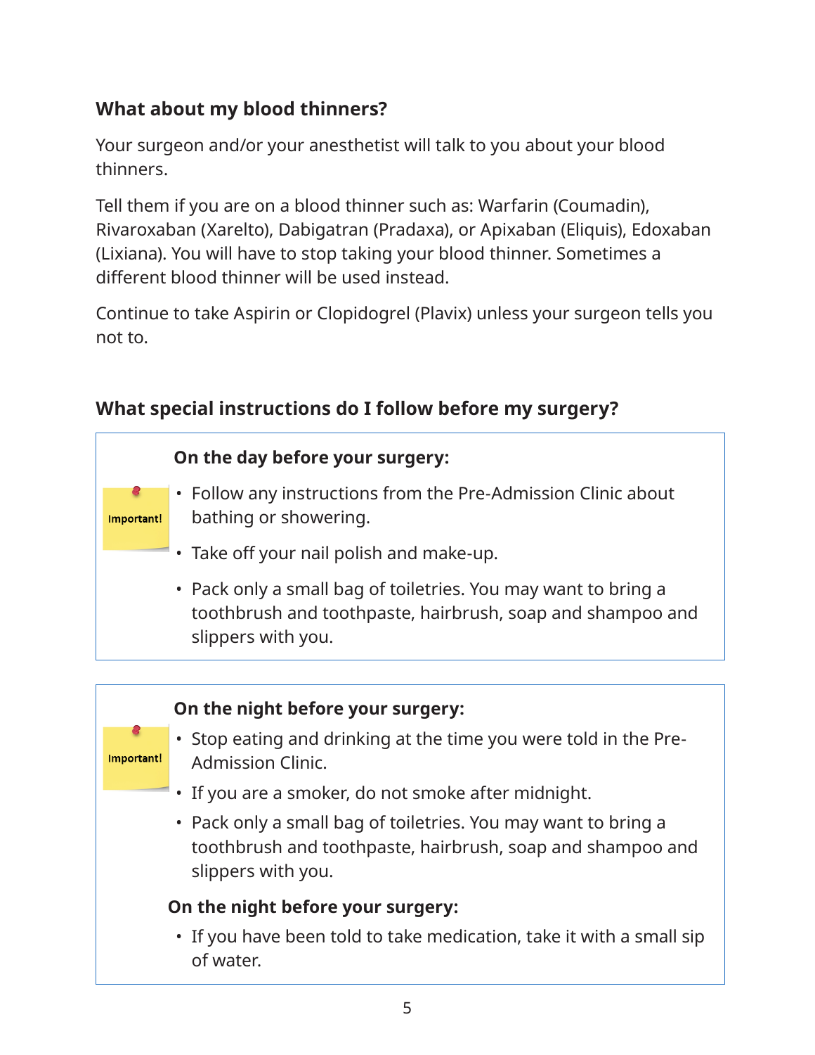## What about my blood thinners?

Your surgeon and/or your anesthetist will talk to you about your blood thinners.

Tell them if you are on a blood thinner such as: Warfarin (Coumadin), Rivaroxaban (Xarelto), Dabigatran (Pradaxa), or Apixaban (Eliquis), Edoxaban (Lixiana). You will have to stop taking your blood thinner. Sometimes a different blood thinner will be used instead.

Continue to take Aspirin or Clopidogrel (Plavix) unless your surgeon tells you not to.

## What special instructions do I follow before my surgery?

Important!

**On the day before your surgery:**

- Follow any instructions from the Pre-Admission Clinic about bathing or showering.
- Take off your nail polish and make-up.
- Pack only a small bag of toiletries. You may want to bring a toothbrush and toothpaste, hairbrush, soap and shampoo and slippers with you.

Important!

**On the night before your surgery:**

- Stop eating and drinking at the time you were told in the Pre-Admission Clinic.
- If you are a smoker, do not smoke after midnight.
- Pack only a small bag of toiletries. You may want to bring a toothbrush and toothpaste, hairbrush, soap and shampoo and slippers with you.

**On the night before your surgery:**

- If you have been told to take medication, take it with a small sip of water.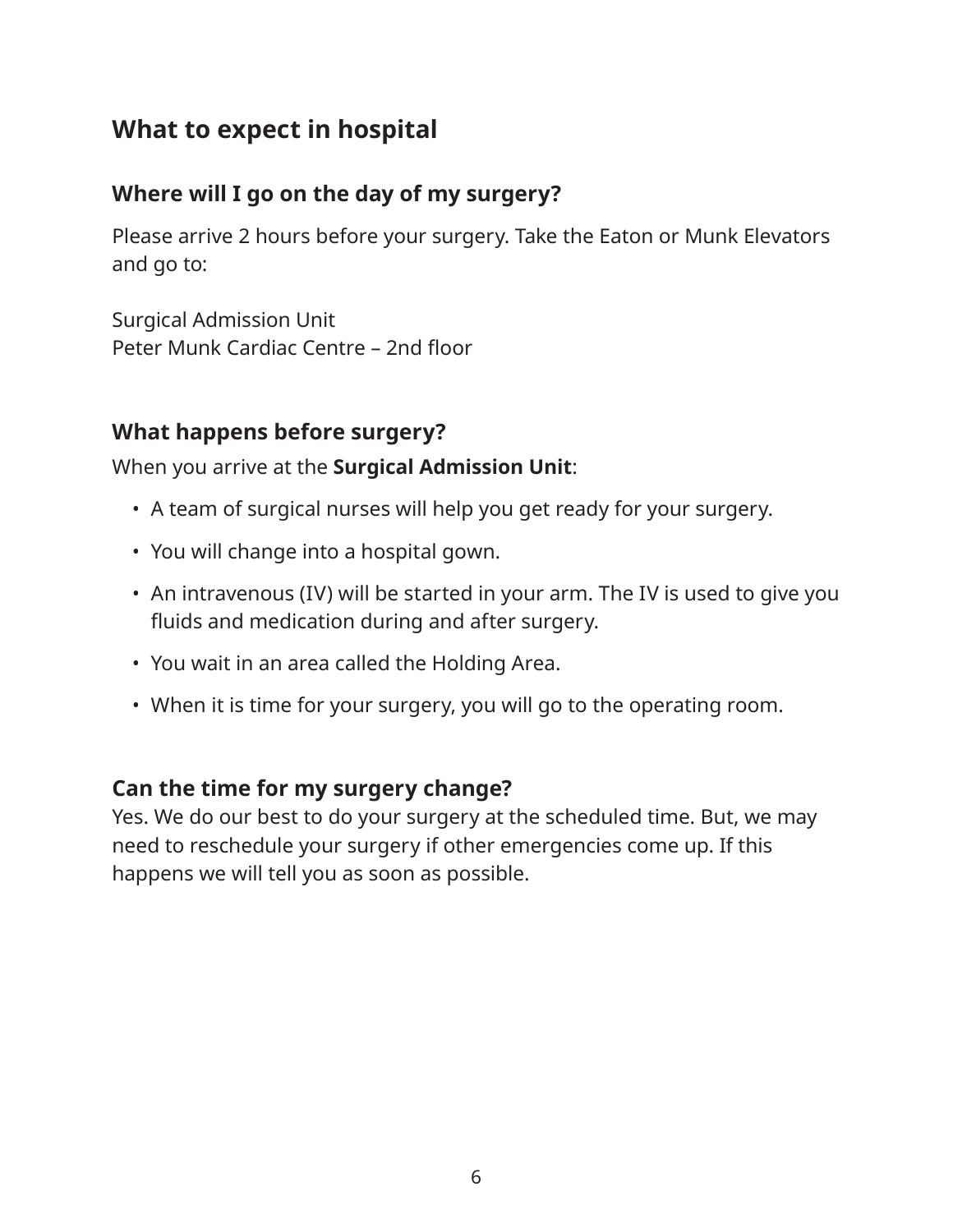## What to expect in hospital

### Where will I go on the day of my surgery?

Please arrive 2 hours before your surgery. Take the Eaton or Munk Elevators and go to:

Surgical Admission Unit
Peter Munk Cardiac Centre – 2nd floor

### What happens before surgery?

When you arrive at the **Surgical Admission Unit**:

- A team of surgical nurses will help you get ready for your surgery.
- You will change into a hospital gown.
- An intravenous (IV) will be started in your arm. The IV is used to give you fluids and medication during and after surgery.
- You wait in an area called the Holding Area.
- When it is time for your surgery, you will go to the operating room.

### Can the time for my surgery change?

Yes. We do our best to do your surgery at the scheduled time. But, we may need to reschedule your surgery if other emergencies come up. If this happens we will tell you as soon as possible.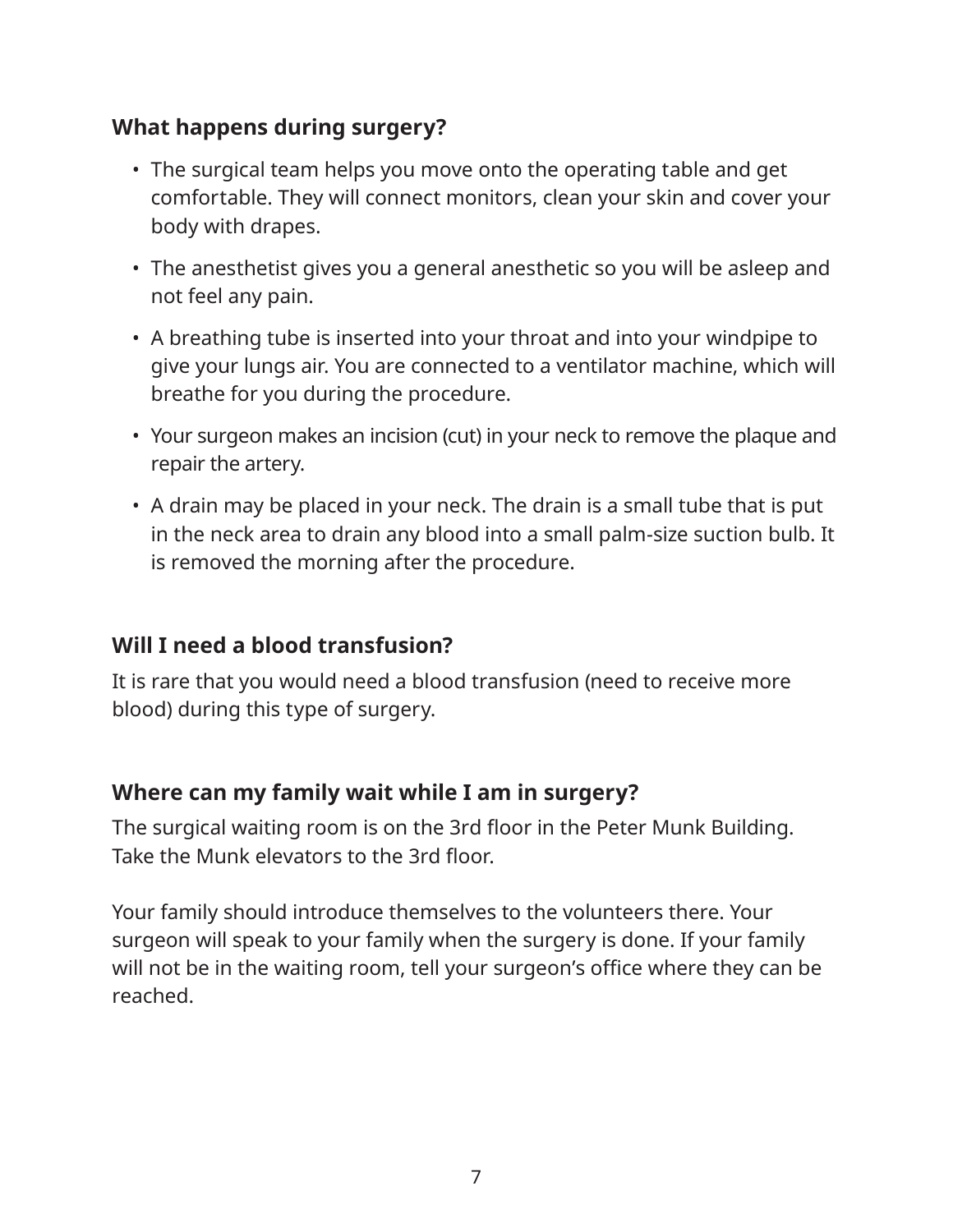## What happens during surgery?

- The surgical team helps you move onto the operating table and get comfortable. They will connect monitors, clean your skin and cover your body with drapes.
- The anesthetist gives you a general anesthetic so you will be asleep and not feel any pain.
- A breathing tube is inserted into your throat and into your windpipe to give your lungs air. You are connected to a ventilator machine, which will breathe for you during the procedure.
- Your surgeon makes an incision (cut) in your neck to remove the plaque and repair the artery.
- A drain may be placed in your neck. The drain is a small tube that is put in the neck area to drain any blood into a small palm-size suction bulb. It is removed the morning after the procedure.

## Will I need a blood transfusion?

It is rare that you would need a blood transfusion (need to receive more blood) during this type of surgery.

## Where can my family wait while I am in surgery?

The surgical waiting room is on the 3rd floor in the Peter Munk Building. Take the Munk elevators to the 3rd floor.

Your family should introduce themselves to the volunteers there. Your surgeon will speak to your family when the surgery is done. If your family will not be in the waiting room, tell your surgeon's office where they can be reached.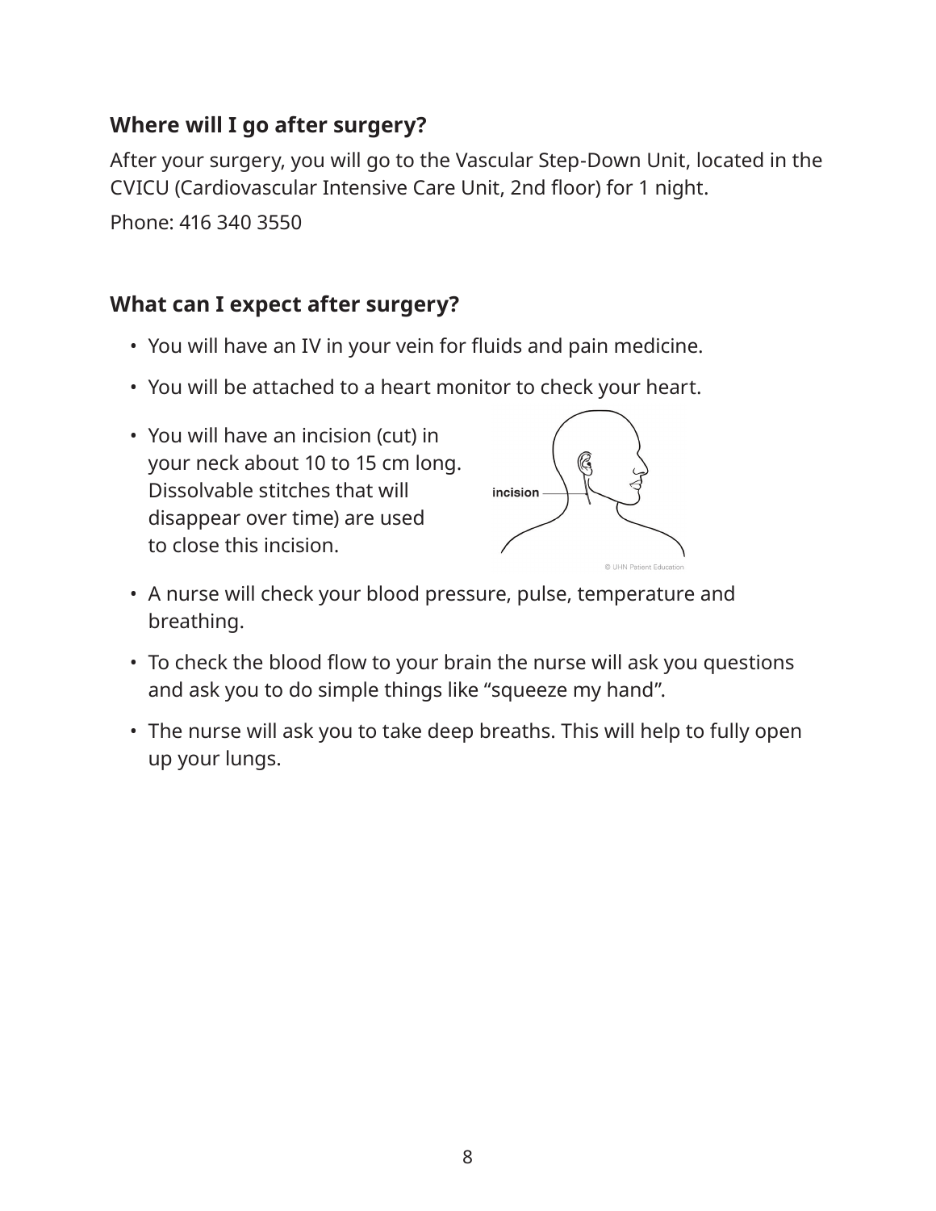## Where will I go after surgery?

After your surgery, you will go to the Vascular Step-Down Unit, located in the CVICU (Cardiovascular Intensive Care Unit, 2nd floor) for 1 night.

Phone: 416 340 3550

## What can I expect after surgery?

- You will have an IV in your vein for fluids and pain medicine.
- You will be attached to a heart monitor to check your heart.
- You will have an incision (cut) in your neck about 10 to 15 cm long. Dissolvable stitches that will disappear over time) are used to close this incision.
- A nurse will check your blood pressure, pulse, temperature and breathing.
- To check the blood flow to your brain the nurse will ask you questions and ask you to do simple things like "squeeze my hand".
- The nurse will ask you to take deep breaths. This will help to fully open up your lungs.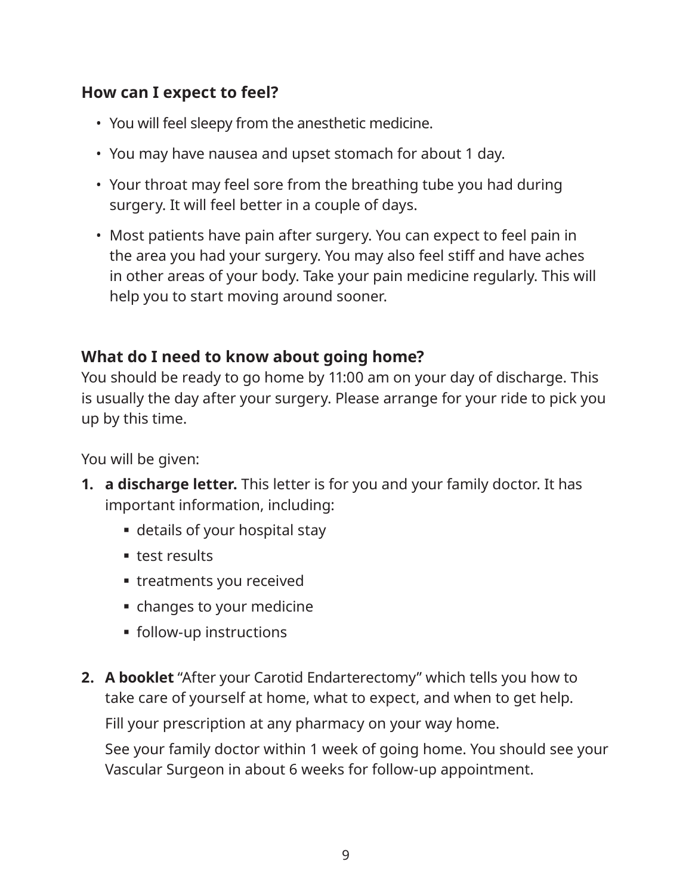## How can I expect to feel?

- You will feel sleepy from the anesthetic medicine.
- You may have nausea and upset stomach for about 1 day.
- Your throat may feel sore from the breathing tube you had during surgery. It will feel better in a couple of days.
- Most patients have pain after surgery. You can expect to feel pain in the area you had your surgery. You may also feel stiff and have aches in other areas of your body. Take your pain medicine regularly. This will help you to start moving around sooner.

## What do I need to know about going home?

You should be ready to go home by 11:00 am on your day of discharge. This is usually the day after your surgery. Please arrange for your ride to pick you up by this time.

You will be given:

1. **a discharge letter.** This letter is for you and your family doctor. It has important information, including:
    - details of your hospital stay
    - test results
    - treatments you received
    - changes to your medicine
    - follow-up instructions

2. **A booklet** "After your Carotid Endarterectomy" which tells you how to take care of yourself at home, what to expect, and when to get help.

    Fill your prescription at any pharmacy on your way home.

    See your family doctor within 1 week of going home. You should see your Vascular Surgeon in about 6 weeks for follow-up appointment.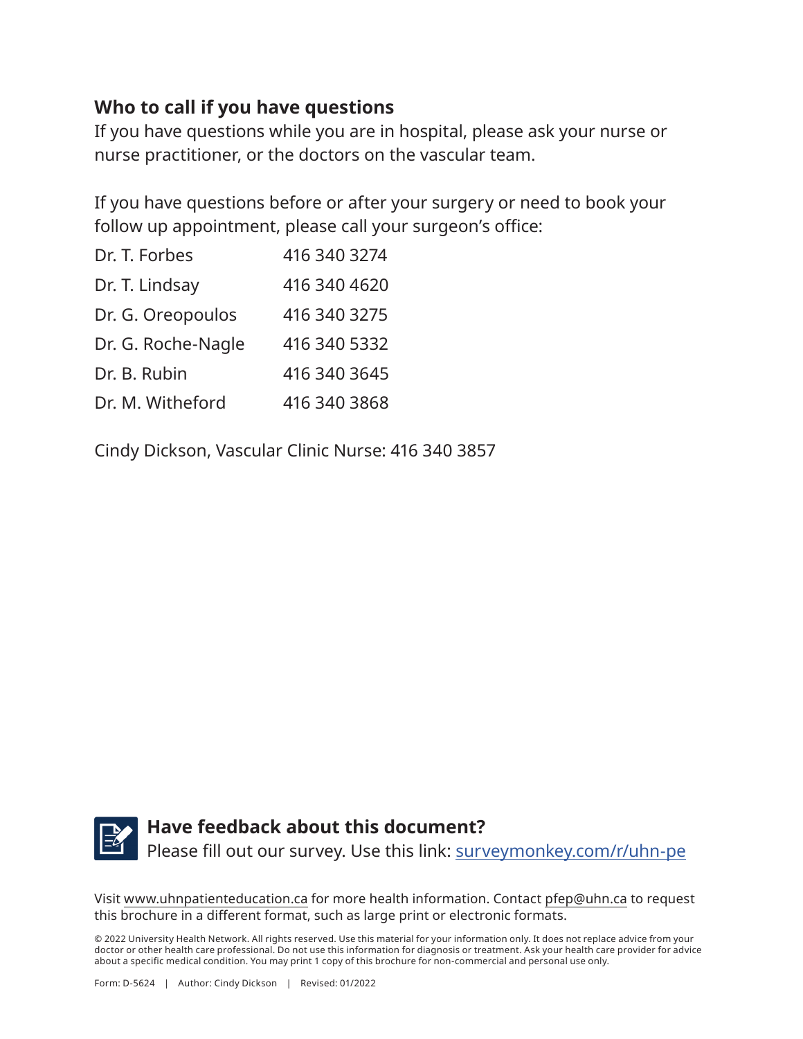## Who to call if you have questions

If you have questions while you are in hospital, please ask your nurse or nurse practitioner, or the doctors on the vascular team.

If you have questions before or after your surgery or need to book your follow up appointment, please call your surgeon's office:

| | |
|---|---|
| Dr. T. Forbes | 416 340 3274 |
| Dr. T. Lindsay | 416 340 4620 |
| Dr. G. Oreopoulos | 416 340 3275 |
| Dr. G. Roche-Nagle | 416 340 5332 |
| Dr. B. Rubin | 416 340 3645 |
| Dr. M. Witheford | 416 340 3868 |

Cindy Dickson, Vascular Clinic Nurse: 416 340 3857

**Have feedback about this document?**

Please fill out our survey. Use this link: surveymonkey.com/r/uhn-pe

Visit www.uhnpatienteducation.ca for more health information. Contact pfep@uhn.ca to request this brochure in a different format, such as large print or electronic formats.

© 2022 University Health Network. All rights reserved. Use this material for your information only. It does not replace advice from your doctor or other health care professional. Do not use this information for diagnosis or treatment. Ask your health care provider for advice about a specific medical condition. You may print 1 copy of this brochure for non-commercial and personal use only.

Form: D-5624 | Author: Cindy Dickson | Revised: 01/2022